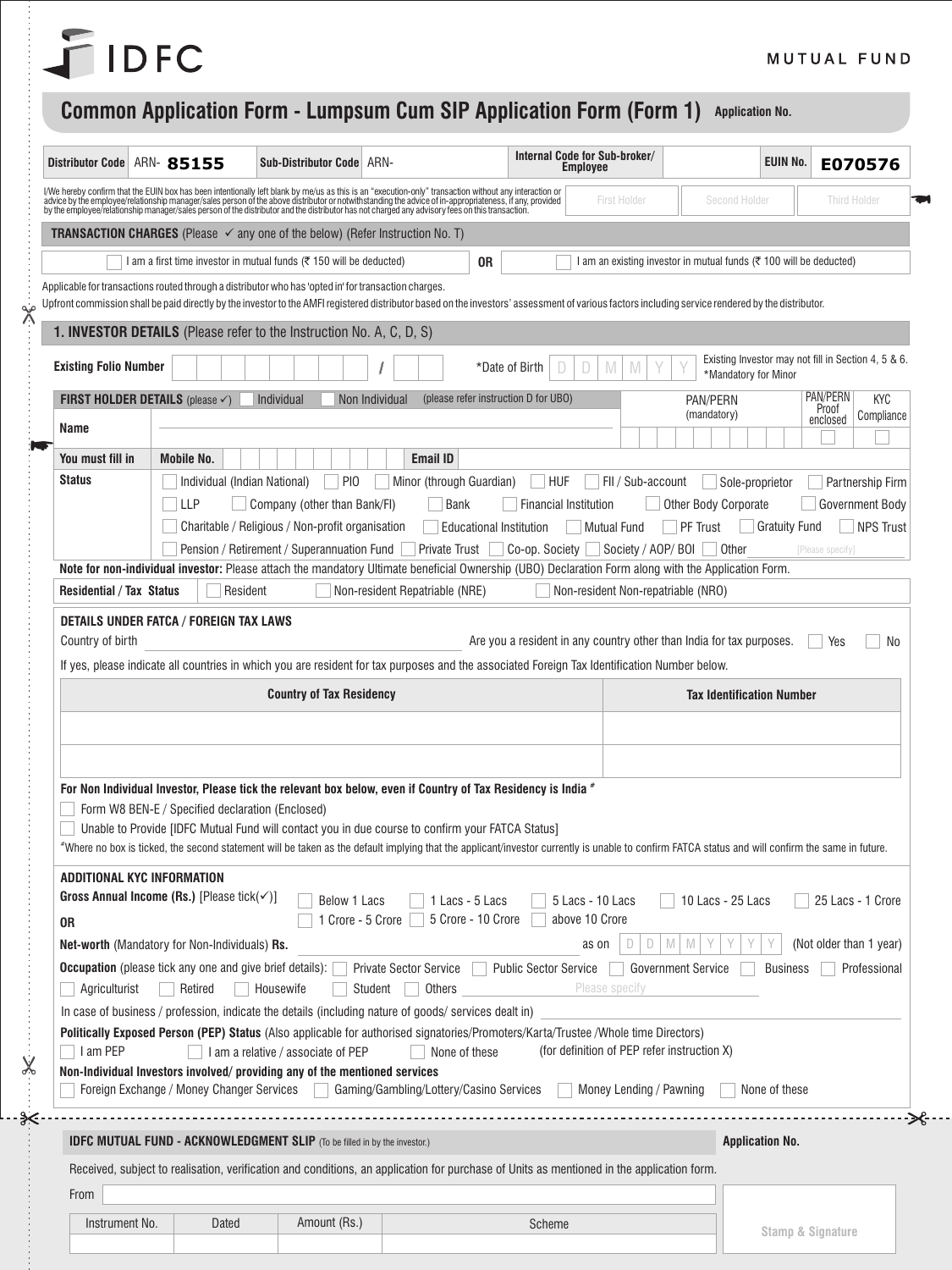IDFC

MUTUAL FUND

# Common Application Form - Lumpsum Cum SIP Application Form (Form 1)

Application No.

| Distributor Code | ARN- 85155 | Sub-Distributor Code | ARN- | Internal Code for Sub-broker/ Employee | | EUIN No. | E070576 |
|---|---|---|---|---|---|---|---|

I/We hereby confirm that the EUIN box has been intentionally left blank by me/us as this is an "execution-only" transaction without any interaction or advice by the employee/relationship manager/sales person of the above distributor or notwithstanding the advice of in-appropriateness, if any, provided by the employee/relationship manager/sales person of the distributor and the distributor has not charged any advisory fees on this transaction.

| First Holder | Second Holder | Third Holder |
|---|---|---|
| | | |

**TRANSACTION CHARGES** (Please ✓ any one of the below) (Refer Instruction No. T)

☐ I am a first time investor in mutual funds (₹ 150 will be deducted) **OR** ☐ I am an existing investor in mutual funds (₹ 100 will be deducted)

Applicable for transactions routed through a distributor who has 'opted in' for transaction charges.

Upfront commission shall be paid directly by the investor to the AMFI registered distributor based on the investors' assessment of various factors including service rendered by the distributor.

## 1. INVESTOR DETAILS (Please refer to the Instruction No. A, C, D, S)

**Existing Folio Number** ______ / ______ *Date of Birth D D M M Y Y *Mandatory for Minor

Existing Investor may not fill in Section 4, 5 & 6.

**FIRST HOLDER DETAILS** (please ✓) ☐ Individual ☐ Non Individual (please refer instruction D for UBO)

PAN/PERN (mandatory) | PAN/PERN Proof enclosed ☐ | KYC Compliance ☐

**Name** ______________________

**You must fill in** Mobile No. ______ Email ID ______

**Status**
☐ Individual (Indian National) ☐ PIO ☐ Minor (through Guardian) ☐ HUF ☐ FII / Sub-account ☐ Sole-proprietor ☐ Partnership Firm
☐ LLP ☐ Company (other than Bank/FI) ☐ Bank ☐ Financial Institution ☐ Other Body Corporate ☐ Government Body
☐ Charitable / Religious / Non-profit organisation ☐ Educational Institution ☐ Mutual Fund ☐ PF Trust ☐ Gratuity Fund ☐ NPS Trust
☐ Pension / Retirement / Superannuation Fund ☐ Private Trust ☐ Co-op. Society ☐ Society / AOP/ BOI ☐ Other [Please specify]

**Note for non-individual investor:** Please attach the mandatory Ultimate beneficial Ownership (UBO) Declaration Form along with the Application Form.

**Residential / Tax Status** ☐ Resident ☐ Non-resident Repatriable (NRE) ☐ Non-resident Non-repatriable (NRO)

### DETAILS UNDER FATCA / FOREIGN TAX LAWS

Country of birth ______________ Are you a resident in any country other than India for tax purposes. ☐ Yes ☐ No

If yes, please indicate all countries in which you are resident for tax purposes and the associated Foreign Tax Identification Number below.

| Country of Tax Residency | Tax Identification Number |
|---|---|
| | |
| | |

**For Non Individual Investor, Please tick the relevant box below, even if Country of Tax Residency is India #**

☐ Form W8 BEN-E / Specified declaration (Enclosed)

☐ Unable to Provide [IDFC Mutual Fund will contact you in due course to confirm your FATCA Status]

#Where no box is ticked, the second statement will be taken as the default implying that the applicant/investor currently is unable to confirm FATCA status and will confirm the same in future.

### ADDITIONAL KYC INFORMATION

**Gross Annual Income (Rs.)** [Please tick(✓)] ☐ Below 1 Lacs ☐ 1 Lacs - 5 Lacs ☐ 5 Lacs - 10 Lacs ☐ 10 Lacs - 25 Lacs ☐ 25 Lacs - 1 Crore ☐ 1 Crore - 5 Crore ☐ 5 Crore - 10 Crore ☐ above 10 Crore

**OR**

**Net-worth** (Mandatory for Non-Individuals) **Rs.** ______________ as on D D M M Y Y Y Y (Not older than 1 year)

**Occupation** (please tick any one and give brief details): ☐ Private Sector Service ☐ Public Sector Service ☐ Government Service ☐ Business ☐ Professional ☐ Agriculturist ☐ Retired ☐ Housewife ☐ Student ☐ Others ______ Please specify

In case of business / profession, indicate the details (including nature of goods/ services dealt in) ______________

**Politically Exposed Person (PEP) Status** (Also applicable for authorised signatories/Promoters/Karta/Trustee /Whole time Directors)

☐ I am PEP ☐ I am a relative / associate of PEP ☐ None of these (for definition of PEP refer instruction X)

**Non-Individual Investors involved/ providing any of the mentioned services**

☐ Foreign Exchange / Money Changer Services ☐ Gaming/Gambling/Lottery/Casino Services ☐ Money Lending / Pawning ☐ None of these

---

**IDFC MUTUAL FUND - ACKNOWLEDGMENT SLIP** (To be filled in by the investor.)

Application No.

Received, subject to realisation, verification and conditions, an application for purchase of Units as mentioned in the application form.

From ______________________

| Instrument No. | Dated | Amount (Rs.) | Scheme |
|---|---|---|---|
| | | | |

Stamp & Signature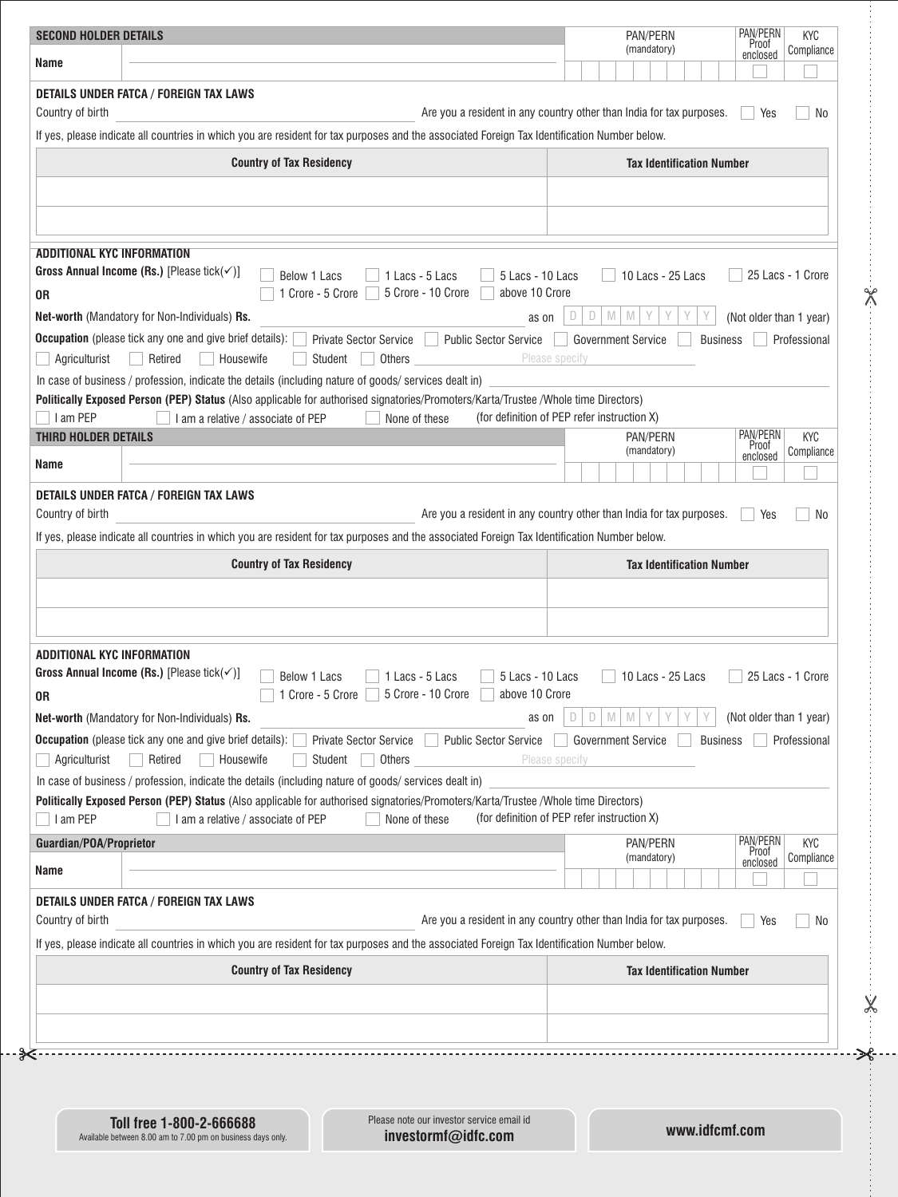## SECOND HOLDER DETAILS

| Name | | PAN/PERN (mandatory) | PAN/PERN Proof enclosed | KYC Compliance |
|---|---|---|---|---|
| | | | ☐ | ☐ |

### DETAILS UNDER FATCA / FOREIGN TAX LAWS

Country of birth ______________________ Are you a resident in any country other than India for tax purposes. ☐ Yes ☐ No

If yes, please indicate all countries in which you are resident for tax purposes and the associated Foreign Tax Identification Number below.

| Country of Tax Residency | Tax Identification Number |
|---|---|
| | |
| | |

### ADDITIONAL KYC INFORMATION

**Gross Annual Income (Rs.)** [Please tick(✓)] ☐ Below 1 Lacs ☐ 1 Lacs - 5 Lacs ☐ 5 Lacs - 10 Lacs ☐ 10 Lacs - 25 Lacs ☐ 25 Lacs - 1 Crore ☐ 1 Crore - 5 Crore ☐ 5 Crore - 10 Crore ☐ above 10 Crore

**OR**

**Net-worth** (Mandatory for Non-Individuals) **Rs.** ______________________ as on D D M M Y Y Y Y (Not older than 1 year)

**Occupation** (please tick any one and give brief details): ☐ Private Sector Service ☐ Public Sector Service ☐ Government Service ☐ Business ☐ Professional ☐ Agriculturist ☐ Retired ☐ Housewife ☐ Student ☐ Others ______ Please specify

In case of business / profession, indicate the details (including nature of goods/ services dealt in) ______________________

**Politically Exposed Person (PEP) Status** (Also applicable for authorised signatories/Promoters/Karta/Trustee /Whole time Directors)

☐ I am PEP ☐ I am a relative / associate of PEP ☐ None of these (for definition of PEP refer instruction X)

## THIRD HOLDER DETAILS

| Name | | PAN/PERN (mandatory) | PAN/PERN Proof enclosed | KYC Compliance |
|---|---|---|---|---|
| | | | ☐ | ☐ |

### DETAILS UNDER FATCA / FOREIGN TAX LAWS

Country of birth ______________________ Are you a resident in any country other than India for tax purposes. ☐ Yes ☐ No

If yes, please indicate all countries in which you are resident for tax purposes and the associated Foreign Tax Identification Number below.

| Country of Tax Residency | Tax Identification Number |
|---|---|
| | |
| | |

### ADDITIONAL KYC INFORMATION

**Gross Annual Income (Rs.)** [Please tick(✓)] ☐ Below 1 Lacs ☐ 1 Lacs - 5 Lacs ☐ 5 Lacs - 10 Lacs ☐ 10 Lacs - 25 Lacs ☐ 25 Lacs - 1 Crore ☐ 1 Crore - 5 Crore ☐ 5 Crore - 10 Crore ☐ above 10 Crore

**OR**

**Net-worth** (Mandatory for Non-Individuals) **Rs.** ______________________ as on D D M M Y Y Y Y (Not older than 1 year)

**Occupation** (please tick any one and give brief details): ☐ Private Sector Service ☐ Public Sector Service ☐ Government Service ☐ Business ☐ Professional ☐ Agriculturist ☐ Retired ☐ Housewife ☐ Student ☐ Others ______ Please specify

In case of business / profession, indicate the details (including nature of goods/ services dealt in) ______________________

**Politically Exposed Person (PEP) Status** (Also applicable for authorised signatories/Promoters/Karta/Trustee /Whole time Directors)

☐ I am PEP ☐ I am a relative / associate of PEP ☐ None of these (for definition of PEP refer instruction X)

## Guardian/POA/Proprietor

| Name | | PAN/PERN (mandatory) | PAN/PERN Proof enclosed | KYC Compliance |
|---|---|---|---|---|
| | | | ☐ | ☐ |

### DETAILS UNDER FATCA / FOREIGN TAX LAWS

Country of birth ______________________ Are you a resident in any country other than India for tax purposes. ☐ Yes ☐ No

If yes, please indicate all countries in which you are resident for tax purposes and the associated Foreign Tax Identification Number below.

| Country of Tax Residency | Tax Identification Number |
|---|---|
| | |
| | |

**Toll free 1-800-2-666688**
Available between 8.00 am to 7.00 pm on business days only.

Please note our investor service email id
**investormf@idfc.com**

**www.idfcmf.com**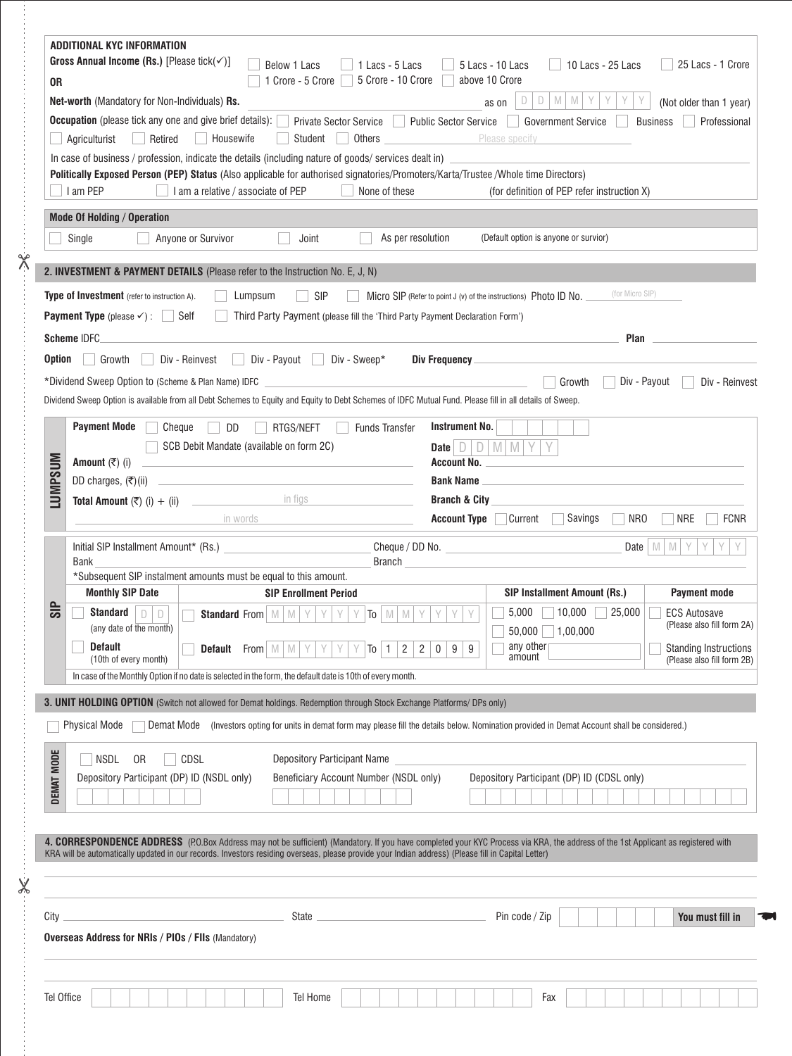### ADDITIONAL KYC INFORMATION

**Gross Annual Income (Rs.)** [Please tick(✓)] ☐ Below 1 Lacs ☐ 1 Lacs - 5 Lacs ☐ 5 Lacs - 10 Lacs ☐ 10 Lacs - 25 Lacs ☐ 25 Lacs - 1 Crore ☐ 1 Crore - 5 Crore ☐ 5 Crore - 10 Crore ☐ above 10 Crore

**OR**

**Net-worth** (Mandatory for Non-Individuals) **Rs.** ______________________ as on D D M M Y Y Y Y (Not older than 1 year)

**Occupation** (please tick any one and give brief details): ☐ Private Sector Service ☐ Public Sector Service ☐ Government Service ☐ Business ☐ Professional ☐ Agriculturist ☐ Retired ☐ Housewife ☐ Student ☐ Others ______ Please specify ______

In case of business / profession, indicate the details (including nature of goods/ services dealt in) ______________________

**Politically Exposed Person (PEP) Status** (Also applicable for authorised signatories/Promoters/Karta/Trustee /Whole time Directors)

☐ I am PEP ☐ I am a relative / associate of PEP ☐ None of these (for definition of PEP refer instruction X)

**Mode Of Holding / Operation**

☐ Single ☐ Anyone or Survivor ☐ Joint ☐ As per resolution (Default option is anyone or survior)

## 2. INVESTMENT & PAYMENT DETAILS (Please refer to the Instruction No. E, J, N)

**Type of Investment** (refer to instruction A). ☐ Lumpsum ☐ SIP ☐ Micro SIP (Refer to point J (v) of the instructions) Photo ID No. ______ (for Micro SIP)

**Payment Type** (please ✓) : ☐ Self ☐ Third Party Payment (please fill the 'Third Party Payment Declaration Form')

**Scheme** IDFC ______________________ **Plan** ______________

**Option** ☐ Growth ☐ Div - Reinvest ☐ Div - Payout ☐ Div - Sweep* **Div Frequency** ______________

*Dividend Sweep Option to (Scheme & Plan Name) IDFC ______________ ☐ Growth ☐ Div - Payout ☐ Div - Reinvest

Dividend Sweep Option is available from all Debt Schemes to Equity and Equity to Debt Schemes of IDFC Mutual Fund. Please fill in all details of Sweep.

### LUMPSUM

**Payment Mode** ☐ Cheque ☐ DD ☐ RTGS/NEFT ☐ Funds Transfer ☐ SCB Debit Mandate (available on form 2C)

**Instrument No.** ______

**Date** D D M M Y Y

**Amount** (₹) (i) ______________

DD charges, (₹)(ii) ______________

**Total Amount** (₹) (i) + (ii) ______ in figs ______

______ in words ______

**Account No.** ______________

**Bank Name** ______________

**Branch & City** ______________

**Account Type** ☐ Current ☐ Savings ☐ NRO ☐ NRE ☐ FCNR

### SIP

Initial SIP Installment Amount* (Rs.) ______________ Cheque / DD No. ______________ Date M M Y Y Y Y

Bank ______________ Branch ______________

*Subsequent SIP instalment amounts must be equal to this amount.

| Monthly SIP Date | SIP Enrollment Period | SIP Installment Amount (Rs.) | Payment mode |
|---|---|---|---|
| ☐ **Standard** D D (any date of the month) | ☐ **Standard** From M M Y Y Y Y To M M Y Y Y Y | ☐ 5,000 ☐ 10,000 ☐ 25,000 ☐ 50,000 ☐ 1,00,000 | ☐ ECS Autosave (Please also fill form 2A) |
| ☐ **Default** (10th of every month) | ☐ **Default** From M M Y Y Y Y To 1 2 2 0 9 9 | ☐ any other amount ______ | ☐ Standing Instructions (Please also fill form 2B) |

In case of the Monthly Option if no date is selected in the form, the default date is 10th of every month.

## 3. UNIT HOLDING OPTION (Switch not allowed for Demat holdings. Redemption through Stock Exchange Platforms/ DPs only)

☐ Physical Mode ☐ Demat Mode (Investors opting for units in demat form may please fill the details below. Nomination provided in Demat Account shall be considered.)

### DEMAT MODE

☐ NSDL OR ☐ CDSL

Depository Participant Name ______________

Depository Participant (DP) ID (NSDL only) ______

Beneficiary Account Number (NSDL only) ______

Depository Participant (DP) ID (CDSL only) ______

## 4. CORRESPONDENCE ADDRESS (P.O.Box Address may not be sufficient) (Mandatory. If you have completed your KYC Process via KRA, the address of the 1st Applicant as registered with KRA will be automatically updated in our records. Investors residing overseas, please provide your Indian address) (Please fill in Capital Letter)

______________________________________________

______________________________________________

City ______________ State ______________ Pin code / Zip ______ **You must fill in**

**Overseas Address for NRIs / PIOs / FIIs** (Mandatory)

______________________________________________

______________________________________________

Tel Office ______ Tel Home ______ Fax ______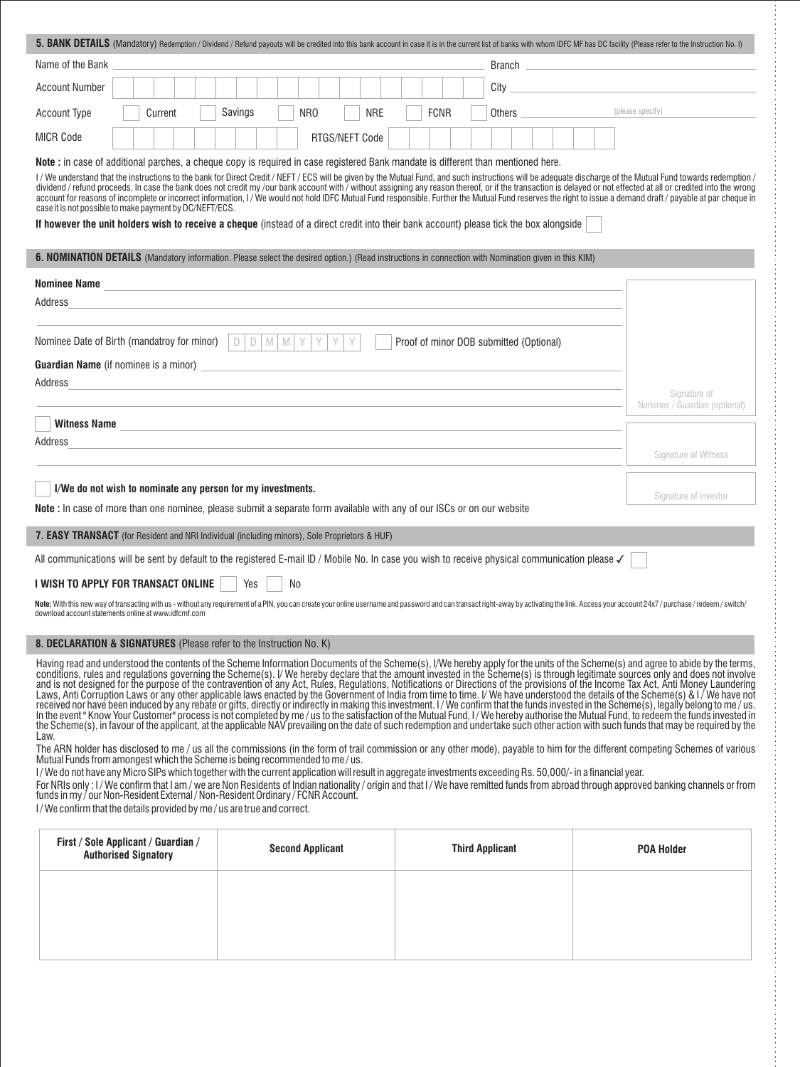## 5. BANK DETAILS (Mandatory) Redemption / Dividend / Refund payouts will be credited into this bank account in case it is in the current list of banks with whom IDFC MF has DC facility (Please refer to the Instruction No. I)

Name of the Bank ______________________ Branch ______________________

Account Number ______________________ City ______________________

Account Type ☐ Current ☐ Savings ☐ NRO ☐ NRE ☐ FCNR ☐ Others ______________ (please specify)

MICR Code ______________ RTGS/NEFT Code ______________

**Note :** in case of additional parches, a cheque copy is required in case registered Bank mandate is different than mentioned here.

I / We understand that the instructions to the bank for Direct Credit / NEFT / ECS will be given by the Mutual Fund, and such instructions will be adequate discharge of the Mutual Fund towards redemption / dividend / refund proceeds. In case the bank does not credit my /our bank account with / without assigning any reason thereof, or if the transaction is delayed or not effected at all or credited into the wrong account for reasons of incomplete or incorrect information, I / We would not hold IDFC Mutual Fund responsible. Further the Mutual Fund reserves the right to issue a demand draft / payable at par cheque in case it is not possible to make payment by DC/NEFT/ECS.

**If however the unit holders wish to receive a cheque** (instead of a direct credit into their bank account) please tick the box alongside ☐

## 6. NOMINATION DETAILS (Mandatory information. Please select the desired option.) (Read instructions in connection with Nomination given in this KIM)

**Nominee Name** ______________________

Address ______________________

Nominee Date of Birth (mandatroy for minor) D D M M Y Y Y Y ☐ Proof of minor DOB submitted (Optional)

**Guardian Name** (if nominee is a minor) ______________________

Address ______________________

Signature of Nominee / Guardian (optional)

☐ **Witness Name** ______________________

Address ______________________

Signature of Witness

☐ **I/We do not wish to nominate any person for my investments.**

Signature of investor

**Note :** In case of more than one nominee, please submit a separate form available with any of our ISCs or on our website

## 7. EASY TRANSACT (for Resident and NRI Individual (including minors), Sole Proprietors & HUF)

All communications will be sent by default to the registered E-mail ID / Mobile No. In case you wish to receive physical communication please ✓ ☐

**I WISH TO APPLY FOR TRANSACT ONLINE** ☐ Yes ☐ No

**Note:** With this new way of transacting with us - without any requirement of a PIN, you can create your online username and password and can transact right-away by activating the link. Access your account 24x7 / purchase / redeem / switch/ download account statements online at www.idfcmf.com

## 8. DECLARATION & SIGNATURES (Please refer to the Instruction No. K)

Having read and understood the contents of the Scheme Information Documents of the Scheme(s), I/We hereby apply for the units of the Scheme(s) and agree to abide by the terms, conditions, rules and regulations governing the Scheme(s). I/ We hereby declare that the amount invested in the Scheme(s) is through legitimate sources only and does not involve and is not designed for the purpose of the contravention of any Act, Rules, Regulations, Notifications or Directions of the provisions of the Income Tax Act, Anti Money Laundering Laws, Anti Corruption Laws or any other applicable laws enacted by the Government of India from time to time. I/ We have understood the details of the Scheme(s) & I / We have not received nor have been induced by any rebate or gifts, directly or indirectly in making this investment. I / We confirm that the funds invested in the Scheme(s), legally belong to me / us. In the event " Know Your Customer" process is not completed by me / us to the satisfaction of the Mutual Fund, I / We hereby authorise the Mutual Fund, to redeem the funds invested in the Scheme(s), in favour of the applicant, at the applicable NAV prevailing on the date of such redemption and undertake such other action with such funds that may be required by the Law.

The ARN holder has disclosed to me / us all the commissions (in the form of trail commission or any other mode), payable to him for the different competing Schemes of various Mutual Funds from amongest which the Scheme is being recommended to me / us.

I / We do not have any Micro SIPs which together with the current application will result in aggregate investments exceeding Rs. 50,000/- in a financial year.

For NRIs only : I / We confirm that I am / we are Non Residents of Indian nationality / origin and that I / We have remitted funds from abroad through approved banking channels or from funds in my / our Non-Resident External / Non-Resident Ordinary / FCNR Account.

I / We confirm that the details provided by me / us are true and correct.

| First / Sole Applicant / Guardian / Authorised Signatory | Second Applicant | Third Applicant | POA Holder |
|---|---|---|---|
| | | | |